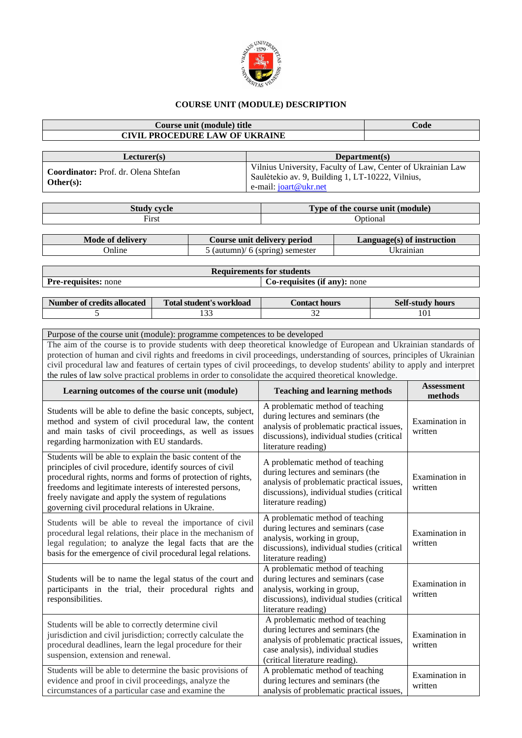# COURSE UNIT (MODULE) DESCRIPTION

| Course unit (module) title | Code |
|---|---|
| CIVIL PROCEDURE LAW OF UKRAINE | |

| Lecturer(s) | Department(s) |
|---|---|
| **Coordinator:** Prof. dr. Olena Shtefan<br>**Other(s):** | Vilnius University, Faculty of Law, Center of Ukrainian Law<br>Saulėtekio av. 9, Building 1, LT-10222, Vilnius,<br>e-mail: joart@ukr.net |

| Study cycle | Type of the course unit (module) |
|---|---|
| First | Optional |

| Mode of delivery | Course unit delivery period | Language(s) of instruction |
|---|---|---|
| Online | 5 (autumn)/ 6 (spring) semester | Ukrainian |

| Requirements for students | |
|---|---|
| **Pre-requisites:** none | **Co-requisites (if any):** none |

| Number of credits allocated | Total student's workload | Contact hours | Self-study hours |
|---|---|---|---|
| 5 | 133 | 32 | 101 |

| Purpose of the course unit (module): programme competences to be developed | | |
|---|---|---|
| The aim of the course is to provide students with deep theoretical knowledge of European and Ukrainian standards of protection of human and civil rights and freedoms in civil proceedings, understanding of sources, principles of Ukrainian civil procedural law and features of certain types of civil proceedings, to develop students' ability to apply and interpret the rules of law solve practical problems in order to consolidate the acquired theoretical knowledge. | | |
| **Learning outcomes of the course unit (module)** | **Teaching and learning methods** | **Assessment methods** |
| Students will be able to define the basic concepts, subject, method and system of civil procedural law, the content and main tasks of civil proceedings, as well as issues regarding harmonization with EU standards. | A problematic method of teaching during lectures and seminars (the analysis of problematic practical issues, discussions), individual studies (critical literature reading) | Examination in written |
| Students will be able to explain the basic content of the principles of civil procedure, identify sources of civil procedural rights, norms and forms of protection of rights, freedoms and legitimate interests of interested persons, freely navigate and apply the system of regulations governing civil procedural relations in Ukraine. | A problematic method of teaching during lectures and seminars (the analysis of problematic practical issues, discussions), individual studies (critical literature reading) | Examination in written |
| Students will be able to reveal the importance of civil procedural legal relations, their place in the mechanism of legal regulation; to analyze the legal facts that are the basis for the emergence of civil procedural legal relations. | A problematic method of teaching during lectures and seminars (case analysis, working in group, discussions), individual studies (critical literature reading) | Examination in written |
| Students will be to name the legal status of the court and participants in the trial, their procedural rights and responsibilities. | A problematic method of teaching during lectures and seminars (case analysis, working in group, discussions), individual studies (critical literature reading) | Examination in written |
| Students will be able to correctly determine civil jurisdiction and civil jurisdiction; correctly calculate the procedural deadlines, learn the legal procedure for their suspension, extension and renewal. | A problematic method of teaching during lectures and seminars (the analysis of problematic practical issues, case analysis), individual studies (critical literature reading). | Examination in written |
| Students will be able to determine the basic provisions of evidence and proof in civil proceedings, analyze the circumstances of a particular case and examine the | A problematic method of teaching during lectures and seminars (the analysis of problematic practical issues, | Examination in written |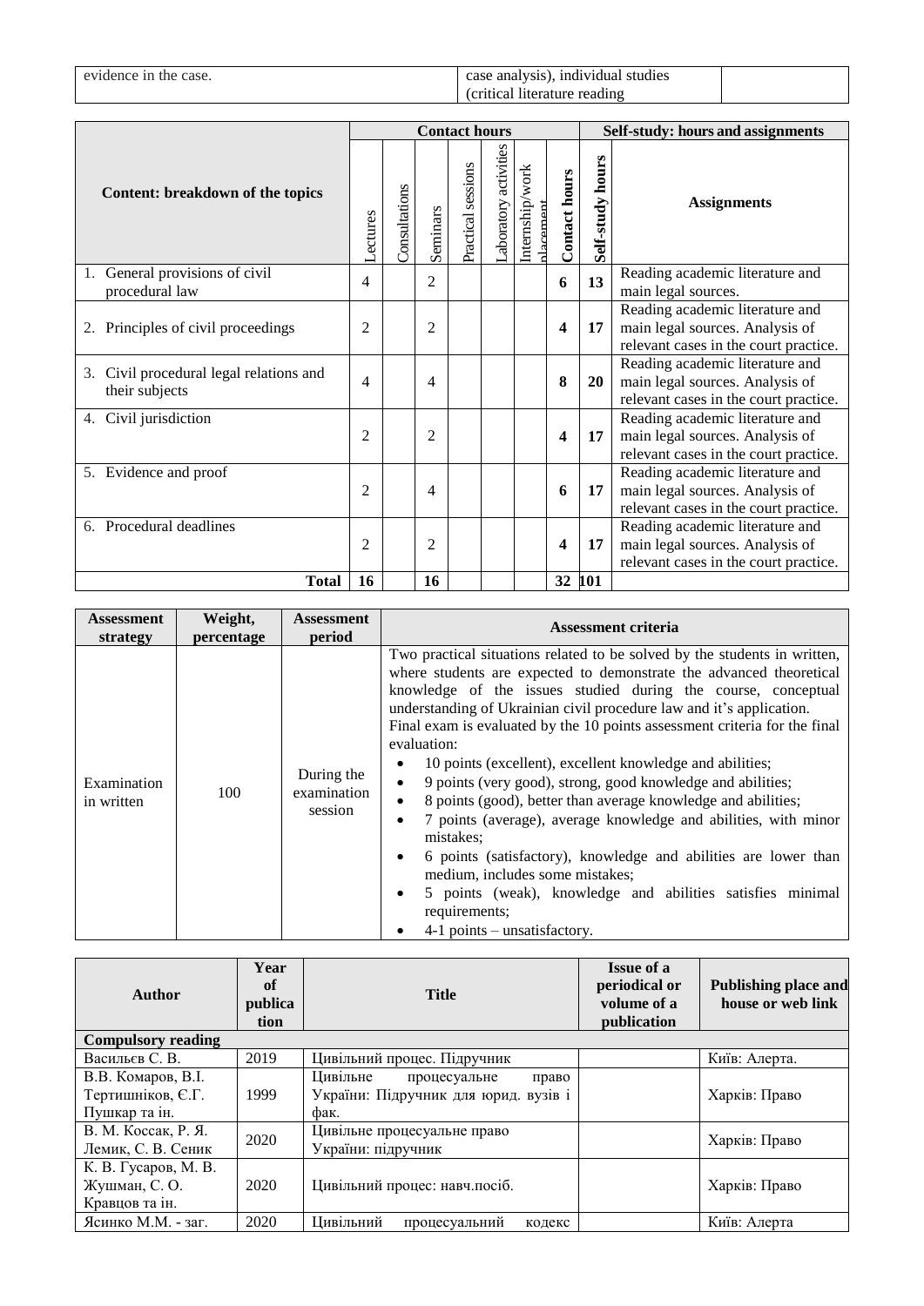| evidence in the case. | case analysis), individual studies (critical literature reading | |
|---|---|---|

| Content: breakdown of the topics | Contact hours | | | | | | | Self-study: hours and assignments | |
|---|---|---|---|---|---|---|---|---|---|
| | Lectures | Consultations | Seminars | Practical sessions | Laboratory activities | Internship/work placement | Contact hours | Self-study hours | Assignments |
| 1. General provisions of civil procedural law | 4 | | 2 | | | | **6** | **13** | Reading academic literature and main legal sources. |
| 2. Principles of civil proceedings | 2 | | 2 | | | | **4** | **17** | Reading academic literature and main legal sources. Analysis of relevant cases in the court practice. |
| 3. Civil procedural legal relations and their subjects | 4 | | 4 | | | | **8** | **20** | Reading academic literature and main legal sources. Analysis of relevant cases in the court practice. |
| 4. Civil jurisdiction | 2 | | 2 | | | | **4** | **17** | Reading academic literature and main legal sources. Analysis of relevant cases in the court practice. |
| 5. Evidence and proof | 2 | | 4 | | | | **6** | **17** | Reading academic literature and main legal sources. Analysis of relevant cases in the court practice. |
| 6. Procedural deadlines | 2 | | 2 | | | | **4** | **17** | Reading academic literature and main legal sources. Analysis of relevant cases in the court practice. |
| **Total** | **16** | | **16** | | | | **32** | **101** | |

| Assessment strategy | Weight, percentage | Assessment period | Assessment criteria |
|---|---|---|---|
| Examination in written | 100 | During the examination session | Two practical situations related to be solved by the students in written, where students are expected to demonstrate the advanced theoretical knowledge of the issues studied during the course, conceptual understanding of Ukrainian civil procedure law and it's application.<br>Final exam is evaluated by the 10 points assessment criteria for the final evaluation:<br>• 10 points (excellent), excellent knowledge and abilities;<br>• 9 points (very good), strong, good knowledge and abilities;<br>• 8 points (good), better than average knowledge and abilities;<br>• 7 points (average), average knowledge and abilities, with minor mistakes;<br>• 6 points (satisfactory), knowledge and abilities are lower than medium, includes some mistakes;<br>• 5 points (weak), knowledge and abilities satisfies minimal requirements;<br>• 4-1 points – unsatisfactory. |

| Author | Year of publication | Title | Issue of a periodical or volume of a publication | Publishing place and house or web link |
|---|---|---|---|---|
| **Compulsory reading** | | | | |
| Васильєв С. В. | 2019 | Цивільний процес. Підручник | | Київ: Алерта. |
| В.В. Комаров, В.І. Тертишніков, Є.Г. Пушкар та ін. | 1999 | Цивільне процесуальне право України: Підручник для юрид. вузів і фак. | | Харків: Право |
| В. М. Коссак, Р. Я. Лемик, С. В. Сеник | 2020 | Цивільне процесуальне право України: підручник | | Харків: Право |
| К. В. Гусаров, М. В. Жушман, С. О. Кравцов та ін. | 2020 | Цивільний процес: навч.посіб. | | Харків: Право |
| Ясинко М.М. - заг. | 2020 | Цивільний процесуальний кодекс | | Київ: Алерта |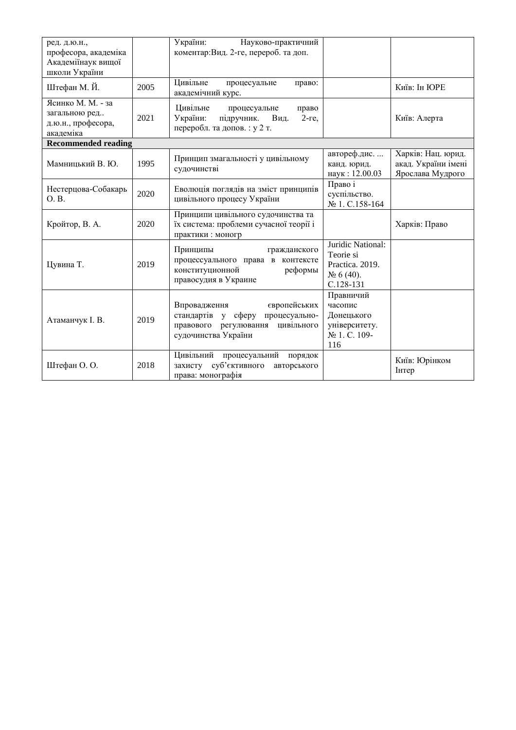| | | | | |
|---|---|---|---|---|
| ред. д.ю.н., професора, академіка Академіїнаук вищої школи України | | України: Науково-практичний коментар:Вид. 2-ге, перероб. та доп. | | |
| Штефан М. Й. | 2005 | Цивільне процесуальне право: академічний курс. | | Київ: Ін ЮРЕ |
| Ясинко М. М. - за загальною ред.. д.ю.н., професора, академіка | 2021 | Цивільне процесуальне право України: підручник. Вид. 2-ге, переробл. та допов. : у 2 т. | | Київ: Алерта |
| **Recommended reading** | | | | |
| Мамницький В. Ю. | 1995 | Принцип змагальності у цивільному судочинстві | автореф.дис. ... канд. юрид. наук : 12.00.03 | Харків: Нац. юрид. акад. України імені Ярослава Мудрого |
| Нестерцова-Собакарь О. В. | 2020 | Еволюція поглядів на зміст принципів цивільного процесу України | Право і суспільство. № 1. С.158-164 | |
| Кройтор, В. А. | 2020 | Принципи цивільного судочинства та їх система: проблеми сучасної теорії і практики : моногр | | Харків: Право |
| Цувина Т. | 2019 | Принципы гражданского процессуального права в контексте конституционной реформы правосудия в Украине | Juridic National: Teorie si Practica. 2019. № 6 (40). С.128-131 | |
| Атаманчук І. В. | 2019 | Впровадження європейських стандартів у сферу процесуально-правового регулювання цивільного судочинства України | Правничий часопис Донецького університету. № 1. С. 109-116 | |
| Штефан О. О. | 2018 | Цивільний процесуальний порядок захисту суб'єктивного авторського права: монографія | | Київ: Юрінком Інтер |